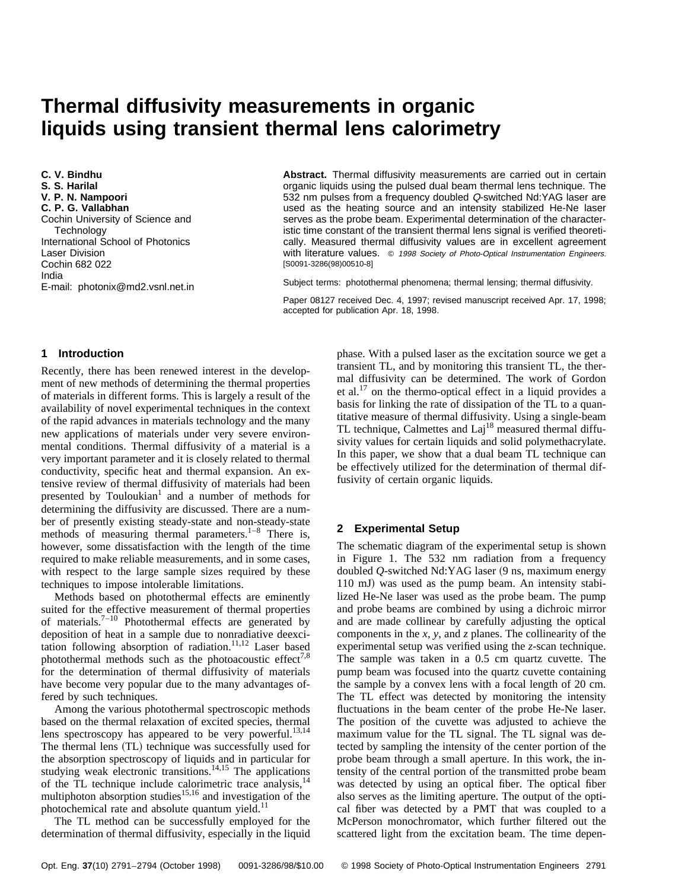# Thermal diffusivity measurements in organic liquids using transient thermal lens calorimetry

**C. V. Bindhu**
**S. S. Harilal**
**V. P. N. Nampoori**
**C. P. G. Vallabhan**
Cochin University of Science and Technology
International School of Photonics
Laser Division
Cochin 682 022
India
E-mail: photonix@md2.vsnl.net.in

**Abstract.** Thermal diffusivity measurements are carried out in certain organic liquids using the pulsed dual beam thermal lens technique. The 532 nm pulses from a frequency doubled *Q*-switched Nd:YAG laser are used as the heating source and an intensity stabilized He-Ne laser serves as the probe beam. Experimental determination of the characteristic time constant of the transient thermal lens signal is verified theoretically. Measured thermal diffusivity values are in excellent agreement with literature values. *© 1998 Society of Photo-Optical Instrumentation Engineers.* [S0091-3286(98)00510-8]

Subject terms: photothermal phenomena; thermal lensing; thermal diffusivity.

Paper 08127 received Dec. 4, 1997; revised manuscript received Apr. 17, 1998; accepted for publication Apr. 18, 1998.

## 1 Introduction

Recently, there has been renewed interest in the development of new methods of determining the thermal properties of materials in different forms. This is largely a result of the availability of novel experimental techniques in the context of the rapid advances in materials technology and the many new applications of materials under very severe environmental conditions. Thermal diffusivity of a material is a very important parameter and it is closely related to thermal conductivity, specific heat and thermal expansion. An extensive review of thermal diffusivity of materials had been presented by Touloukian[1] and a number of methods for determining the diffusivity are discussed. There are a number of presently existing steady-state and non-steady-state methods of measuring thermal parameters.[1–8] There is, however, some dissatisfaction with the length of the time required to make reliable measurements, and in some cases, with respect to the large sample sizes required by these techniques to impose intolerable limitations.

Methods based on photothermal effects are eminently suited for the effective measurement of thermal properties of materials.[7–10] Photothermal effects are generated by deposition of heat in a sample due to nonradiative deexcitation following absorption of radiation.[11,12] Laser based photothermal methods such as the photoacoustic effect[7,8] for the determination of thermal diffusivity of materials have become very popular due to the many advantages offered by such techniques.

Among the various photothermal spectroscopic methods based on the thermal relaxation of excited species, thermal lens spectroscopy has appeared to be very powerful.[13,14] The thermal lens (TL) technique was successfully used for the absorption spectroscopy of liquids and in particular for studying weak electronic transitions.[14,15] The applications of the TL technique include calorimetric trace analysis,[14] multiphoton absorption studies[15,16] and investigation of the photochemical rate and absolute quantum yield.[11]

The TL method can be successfully employed for the determination of thermal diffusivity, especially in the liquid phase. With a pulsed laser as the excitation source we get a transient TL, and by monitoring this transient TL, the thermal diffusivity can be determined. The work of Gordon et al.[17] on the thermo-optical effect in a liquid provides a basis for linking the rate of dissipation of the TL to a quantitative measure of thermal diffusivity. Using a single-beam TL technique, Calmettes and Laj[18] measured thermal diffusivity values for certain liquids and solid polymethacrylate. In this paper, we show that a dual beam TL technique can be effectively utilized for the determination of thermal diffusivity of certain organic liquids.

## 2 Experimental Setup

The schematic diagram of the experimental setup is shown in Figure 1. The 532 nm radiation from a frequency doubled *Q*-switched Nd:YAG laser (9 ns, maximum energy 110 mJ) was used as the pump beam. An intensity stabilized He-Ne laser was used as the probe beam. The pump and probe beams are combined by using a dichroic mirror and are made collinear by carefully adjusting the optical components in the *x*, *y*, and *z* planes. The collinearity of the experimental setup was verified using the *z*-scan technique. The sample was taken in a 0.5 cm quartz cuvette. The pump beam was focused into the quartz cuvette containing the sample by a convex lens with a focal length of 20 cm. The TL effect was detected by monitoring the intensity fluctuations in the beam center of the probe He-Ne laser. The position of the cuvette was adjusted to achieve the maximum value for the TL signal. The TL signal was detected by sampling the intensity of the center portion of the probe beam through a small aperture. In this work, the intensity of the central portion of the transmitted probe beam was detected by using an optical fiber. The optical fiber also serves as the limiting aperture. The output of the optical fiber was detected by a PMT that was coupled to a McPerson monochromator, which further filtered out the scattered light from the excitation beam. The time depen-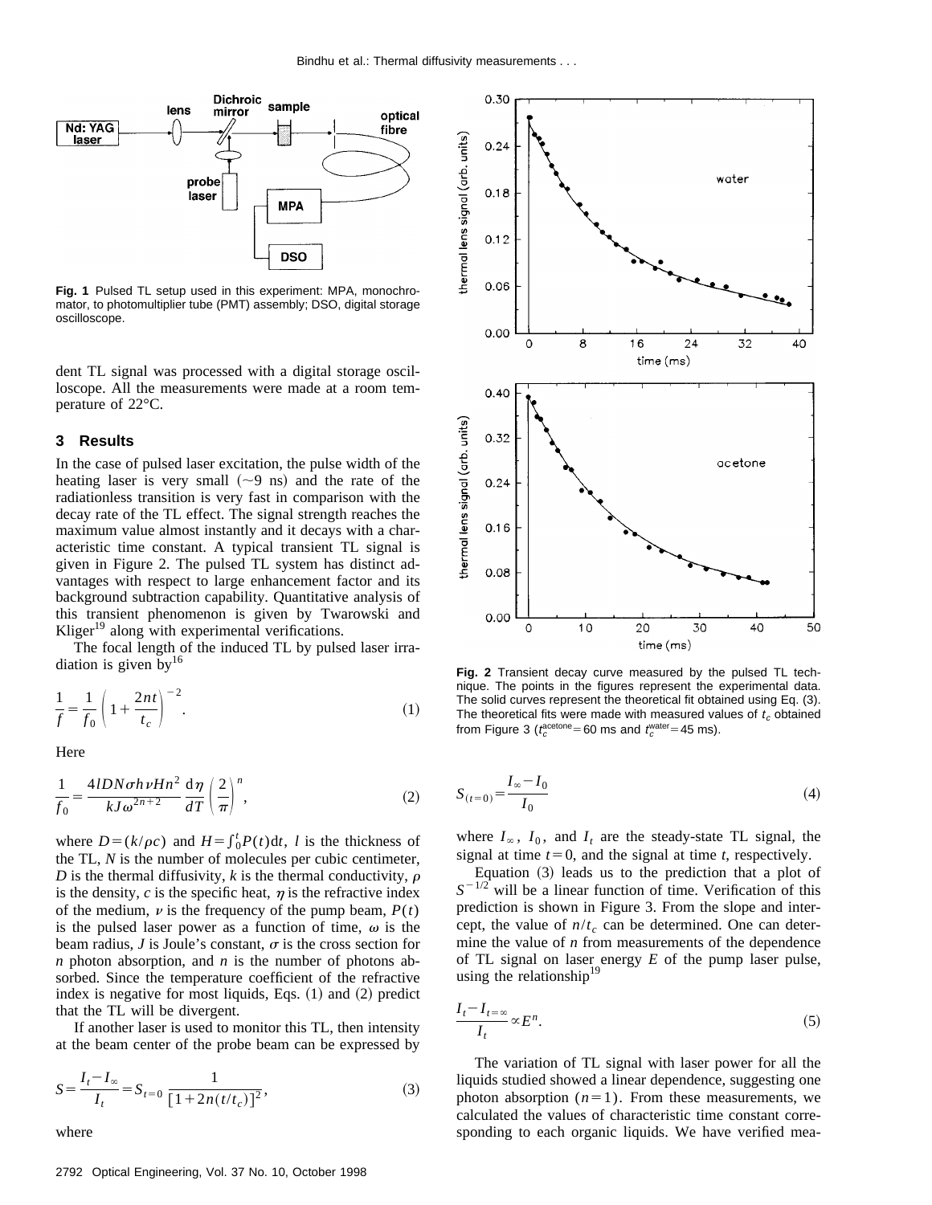**Fig. 1** Pulsed TL setup used in this experiment: MPA, monochromator, to photomultiplier tube (PMT) assembly; DSO, digital storage oscilloscope.

dent TL signal was processed with a digital storage oscilloscope. All the measurements were made at a room temperature of 22°C.

## 3 Results

In the case of pulsed laser excitation, the pulse width of the heating laser is very small (~9 ns) and the rate of the radiationless transition is very fast in comparison with the decay rate of the TL effect. The signal strength reaches the maximum value almost instantly and it decays with a characteristic time constant. A typical transient TL signal is given in Figure 2. The pulsed TL system has distinct advantages with respect to large enhancement factor and its background subtraction capability. Quantitative analysis of this transient phenomenon is given by Twarowski and Kliger[19] along with experimental verifications.

The focal length of the induced TL by pulsed laser irradiation is given by[16]

$$\frac{1}{f}=\frac{1}{f_0}\left(1+\frac{2nt}{t_c}\right)^{-2}. \tag{1}$$

Here

$$\frac{1}{f_0}=\frac{4lDN\sigma h\nu Hn^2}{kJ\omega^{2n+2}}\frac{\mathrm{d}\eta}{dT}\left(\frac{2}{\pi}\right)^n, \tag{2}$$

where $D=(k/\rho c)$ and $H=\int_0^t P(t)\mathrm{d}t$, $l$ is the thickness of the TL, $N$ is the number of molecules per cubic centimeter, $D$ is the thermal diffusivity, $k$ is the thermal conductivity, $\rho$ is the density, $c$ is the specific heat, $\eta$ is the refractive index of the medium, $\nu$ is the frequency of the pump beam, $P(t)$ is the pulsed laser power as a function of time, $\omega$ is the beam radius, $J$ is Joule's constant, $\sigma$ is the cross section for $n$ photon absorption, and $n$ is the number of photons absorbed. Since the temperature coefficient of the refractive index is negative for most liquids, Eqs. (1) and (2) predict that the TL will be divergent.

If another laser is used to monitor this TL, then intensity at the beam center of the probe beam can be expressed by

$$S=\frac{I_t-I_\infty}{I_t}=S_{t=0}\frac{1}{[1+2n(t/t_c)]^2}, \tag{3}$$

where

$$S_{(t=0)}=\frac{I_\infty-I_0}{I_0} \tag{4}$$

where $I_\infty$, $I_0$, and $I_t$ are the steady-state TL signal, the signal at time $t=0$, and the signal at time $t$, respectively.

Equation (3) leads us to the prediction that a plot of $S^{-1/2}$ will be a linear function of time. Verification of this prediction is shown in Figure 3. From the slope and intercept, the value of $n/t_c$ can be determined. One can determine the value of $n$ from measurements of the dependence of TL signal on laser energy $E$ of the pump laser pulse, using the relationship[19]

$$\frac{I_t-I_{t=\infty}}{I_t}\propto E^n. \tag{5}$$

The variation of TL signal with laser power for all the liquids studied showed a linear dependence, suggesting one photon absorption ($n=1$). From these measurements, we calculated the values of characteristic time constant corresponding to each organic liquids. We have verified mea-

**Fig. 2** Transient decay curve measured by the pulsed TL technique. The points in the figures represent the experimental data. The solid curves represent the theoretical fit obtained using Eq. (3). The theoretical fits were made with measured values of $t_c$ obtained from Figure 3 ($t_c^{\mathrm{acetone}}=60$ ms and $t_c^{\mathrm{water}}=45$ ms).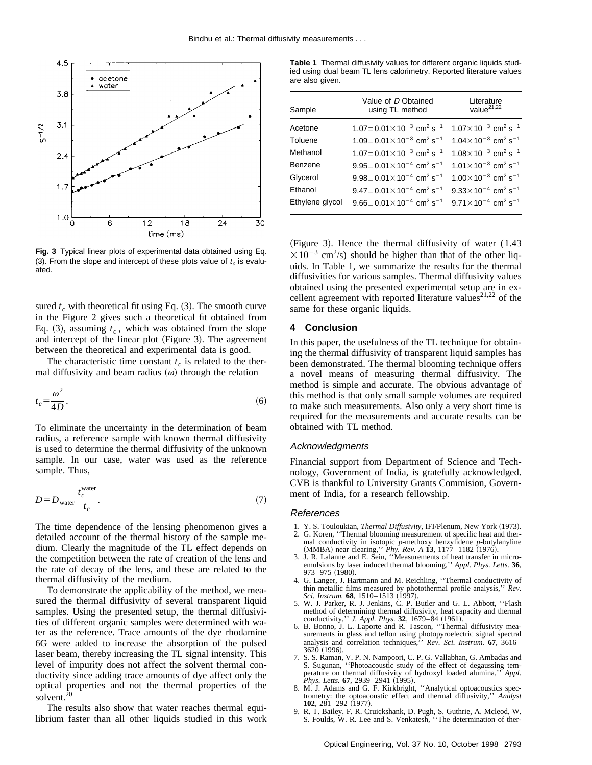Fig. 3 Typical linear plots of experimental data obtained using Eq. (3). From the slope and intercept of these plots value of $t_c$ is evaluated.

sured $t_c$ with theoretical fit using Eq. (3). The smooth curve in the Figure 2 gives such a theoretical fit obtained from Eq. (3), assuming $t_c$, which was obtained from the slope and intercept of the linear plot (Figure 3). The agreement between the theoretical and experimental data is good.

The characteristic time constant $t_c$ is related to the thermal diffusivity and beam radius ($\omega$) through the relation

$$t_c = \frac{\omega^2}{4D}. \tag{6}$$

To eliminate the uncertainty in the determination of beam radius, a reference sample with known thermal diffusivity is used to determine the thermal diffusivity of the unknown sample. In our case, water was used as the reference sample. Thus,

$$D = D_{\text{water}} \frac{t_c^{\text{water}}}{t_c}. \tag{7}$$

The time dependence of the lensing phenomenon gives a detailed account of the thermal history of the sample medium. Clearly the magnitude of the TL effect depends on the competition between the rate of creation of the lens and the rate of decay of the lens, and these are related to the thermal diffusivity of the medium.

To demonstrate the applicability of the method, we measured the thermal diffusivity of several transparent liquid samples. Using the presented setup, the thermal diffusivities of different organic samples were determined with water as the reference. Trace amounts of the dye rhodamine 6G were added to increase the absorption of the pulsed laser beam, thereby increasing the TL signal intensity. This level of impurity does not affect the solvent thermal conductivity since adding trace amounts of dye affect only the optical properties and not the thermal properties of the solvent.[20]

The results also show that water reaches thermal equilibrium faster than all other liquids studied in this work (Figure 3). Hence the thermal diffusivity of water ($1.43 \times 10^{-3}$ cm$^2$/s) should be higher than that of the other liquids. In Table 1, we summarize the results for the thermal diffusivities for various samples. Thermal diffusivity values obtained using the presented experimental setup are in excellent agreement with reported literature values[21,22] of the same for these organic liquids.

**Table 1** Thermal diffusivity values for different organic liquids studied using dual beam TL lens calorimetry. Reported literature values are also given.

| Sample | Value of $D$ Obtained using TL method | Literature value[21,22] |
|---|---|---|
| Acetone | $1.07 \pm 0.01 \times 10^{-3}$ cm$^2$ s$^{-1}$ | $1.07 \times 10^{-3}$ cm$^2$ s$^{-1}$ |
| Toluene | $1.09 \pm 0.01 \times 10^{-3}$ cm$^2$ s$^{-1}$ | $1.04 \times 10^{-3}$ cm$^2$ s$^{-1}$ |
| Methanol | $1.07 \pm 0.01 \times 10^{-3}$ cm$^2$ s$^{-1}$ | $1.08 \times 10^{-3}$ cm$^2$ s$^{-1}$ |
| Benzene | $9.95 \pm 0.01 \times 10^{-4}$ cm$^2$ s$^{-1}$ | $1.01 \times 10^{-3}$ cm$^2$ s$^{-1}$ |
| Glycerol | $9.98 \pm 0.01 \times 10^{-4}$ cm$^2$ s$^{-1}$ | $1.00 \times 10^{-3}$ cm$^2$ s$^{-1}$ |
| Ethanol | $9.47 \pm 0.01 \times 10^{-4}$ cm$^2$ s$^{-1}$ | $9.33 \times 10^{-4}$ cm$^2$ s$^{-1}$ |
| Ethylene glycol | $9.66 \pm 0.01 \times 10^{-4}$ cm$^2$ s$^{-1}$ | $9.71 \times 10^{-4}$ cm$^2$ s$^{-1}$ |

## 4 Conclusion

In this paper, the usefulness of the TL technique for obtaining the thermal diffusivity of transparent liquid samples has been demonstrated. The thermal blooming technique offers a novel means of measuring thermal diffusivity. The method is simple and accurate. The obvious advantage of this method is that only small sample volumes are required to make such measurements. Also only a very short time is required for the measurements and accurate results can be obtained with TL method.

### *Acknowledgments*

Financial support from Department of Science and Technology, Government of India, is gratefully acknowledged. CVB is thankful to University Grants Commision, Government of India, for a research fellowship.

### *References*

1. Y. S. Touloukian, *Thermal Diffusivity*, IFI/Plenum, New York (1973).
2. G. Koren, "Thermal blooming measurement of specific heat and thermal conductivity in isotopic *p*-methoxy benzylidene *p*-butylanyline (MMBA) near clearing," *Phy. Rev. A* **13**, 1177–1182 (1976).
3. J. R. Lalanne and E. Sein, "Measurements of heat transfer in microemulsions by laser induced thermal blooming," *Appl. Phys. Letts.* **36**, 973–975 (1980).
4. G. Langer, J. Hartmann and M. Reichling, "Thermal conductivity of thin metallic films measured by photothermal profile analysis," *Rev. Sci. Instrum.* **68**, 1510–1513 (1997).
5. W. J. Parker, R. J. Jenkins, C. P. Butler and G. L. Abbott, "Flash method of determining thermal diffusivity, heat capacity and thermal conductivity," *J. Appl. Phys.* **32**, 1679–84 (1961).
6. B. Bonno, J. L. Laporte and R. Tascon, "Thermal diffusivity measurements in glass and teflon using photopyroelectric signal spectral analysis and correlation techniques," *Rev. Sci. Instrum.* **67**, 3616–3620 (1996).
7. S. S. Raman, V. P. N. Nampoori, C. P. G. Vallabhan, G. Ambadas and S. Sugunan, "Photoacoustic study of the effect of degaussing temperature on thermal diffusivity of hydroxyl loaded alumina," *Appl. Phys. Letts.* **67**, 2939–2941 (1995).
8. M. J. Adams and G. F. Kirkbright, "Analytical optoacoustics spectrometry: the optoacoustic effect and thermal diffusivity," *Analyst* **102**, 281–292 (1977).
9. R. T. Bailey, F. R. Cruickshank, D. Pugh, S. Guthrie, A. Mcleod, W. S. Foulds, W. R. Lee and S. Venkatesh, "The determination of ther-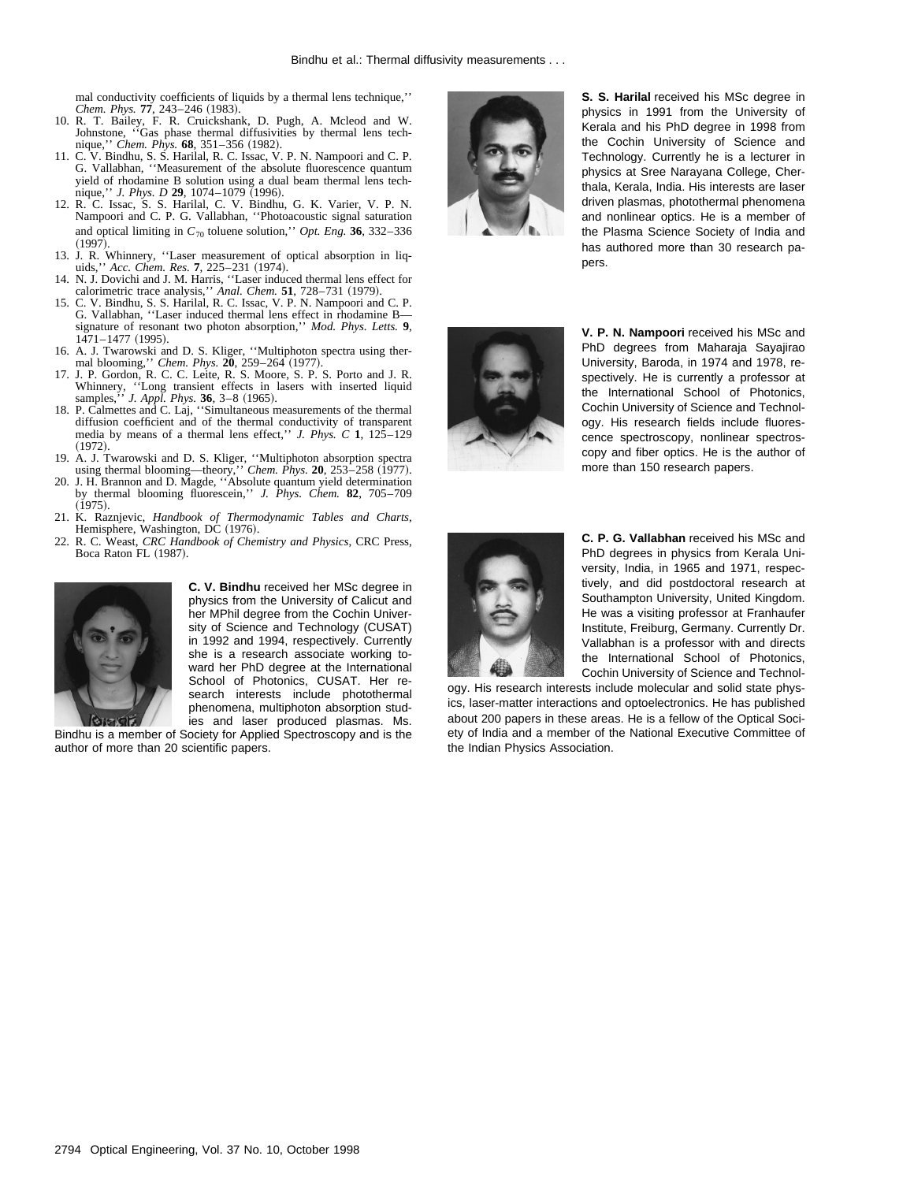mal conductivity coefficients of liquids by a thermal lens technique,'' *Chem. Phys.* **77**, 243–246 (1983).

10. R. T. Bailey, F. R. Cruickshank, D. Pugh, A. Mcleod and W. Johnstone, ''Gas phase thermal diffusivities by thermal lens technique,'' *Chem. Phys.* **68**, 351–356 (1982).
11. C. V. Bindhu, S. S. Harilal, R. C. Issac, V. P. N. Nampoori and C. P. G. Vallabhan, ''Measurement of the absolute fluorescence quantum yield of rhodamine B solution using a dual beam thermal lens technique,'' *J. Phys. D* **29**, 1074–1079 (1996).
12. R. C. Issac, S. S. Harilal, C. V. Bindhu, G. K. Varier, V. P. N. Nampoori and C. P. G. Vallabhan, ''Photoacoustic signal saturation and optical limiting in $C_{70}$ toluene solution,'' *Opt. Eng.* **36**, 332–336 (1997).
13. J. R. Whinnery, ''Laser measurement of optical absorption in liquids,'' *Acc. Chem. Res.* **7**, 225–231 (1974).
14. N. J. Dovichi and J. M. Harris, ''Laser induced thermal lens effect for calorimetric trace analysis,'' *Anal. Chem.* **51**, 728–731 (1979).
15. C. V. Bindhu, S. S. Harilal, R. C. Issac, V. P. N. Nampoori and C. P. G. Vallabhan, ''Laser induced thermal lens effect in rhodamine B—signature of resonant two photon absorption,'' *Mod. Phys. Letts.* **9**, 1471–1477 (1995).
16. A. J. Twarowski and D. S. Kliger, ''Multiphoton spectra using thermal blooming,'' *Chem. Phys.* **20**, 259–264 (1977).
17. J. P. Gordon, R. C. C. Leite, R. S. Moore, S. P. S. Porto and J. R. Whinnery, ''Long transient effects in lasers with inserted liquid samples,'' *J. Appl. Phys.* **36**, 3–8 (1965).
18. P. Calmettes and C. Laj, ''Simultaneous measurements of the thermal diffusion coefficient and of the thermal conductivity of transparent media by means of a thermal lens effect,'' *J. Phys. C* **1**, 125–129 (1972).
19. A. J. Twarowski and D. S. Kliger, ''Multiphoton absorption spectra using thermal blooming—theory,'' *Chem. Phys.* **20**, 253–258 (1977).
20. J. H. Brannon and D. Magde, ''Absolute quantum yield determination by thermal blooming fluorescein,'' *J. Phys. Chem.* **82**, 705–709 (1975).
21. K. Raznjevic, *Handbook of Thermodynamic Tables and Charts*, Hemisphere, Washington, DC (1976).
22. R. C. Weast, *CRC Handbook of Chemistry and Physics*, CRC Press, Boca Raton FL (1987).

**C. V. Bindhu** received her MSc degree in physics from the University of Calicut and her MPhil degree from the Cochin University of Science and Technology (CUSAT) in 1992 and 1994, respectively. Currently she is a research associate working toward her PhD degree at the International School of Photonics, CUSAT. Her research interests include photothermal phenomena, multiphoton absorption studies and laser produced plasmas. Ms. Bindhu is a member of Society for Applied Spectroscopy and is the author of more than 20 scientific papers.

**S. S. Harilal** received his MSc degree in physics in 1991 from the University of Kerala and his PhD degree in 1998 from the Cochin University of Science and Technology. Currently he is a lecturer in physics at Sree Narayana College, Cherthala, Kerala, India. His interests are laser driven plasmas, photothermal phenomena and nonlinear optics. He is a member of the Plasma Science Society of India and has authored more than 30 research papers.

**V. P. N. Nampoori** received his MSc and PhD degrees from Maharaja Sayajirao University, Baroda, in 1974 and 1978, respectively. He is currently a professor at the International School of Photonics, Cochin University of Science and Technology. His research fields include fluorescence spectroscopy, nonlinear spectroscopy and fiber optics. He is the author of more than 150 research papers.

**C. P. G. Vallabhan** received his MSc and PhD degrees in physics from Kerala University, India, in 1965 and 1971, respectively, and did postdoctoral research at Southampton University, United Kingdom. He was a visiting professor at Franhaufer Institute, Freiburg, Germany. Currently Dr. Vallabhan is a professor with and directs the International School of Photonics, Cochin University of Science and Technology. His research interests include molecular and solid state physics, laser-matter interactions and optoelectronics. He has published about 200 papers in these areas. He is a fellow of the Optical Society of India and a member of the National Executive Committee of the Indian Physics Association.